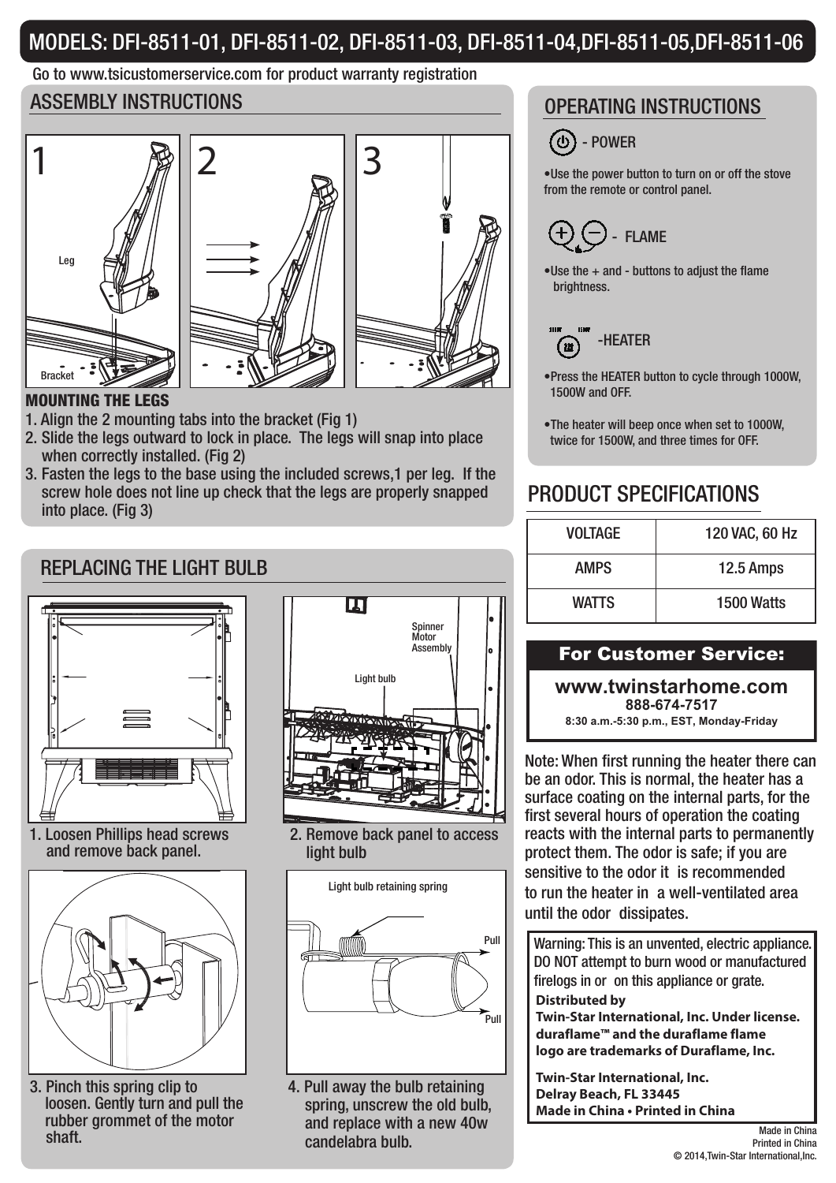# MODELS: DFI-8511-01, DFI-8511-02, DFI-8511-03, DFI-8511-04,DFI-8511-05,DFI-8511-06

Go to www.tsicustomerservice.com for product warranty registration

## ASSEMBLY INSTRUCTIONS

1 Leg Bracket

2

3

**MOUNTING THE LEGS**

1. Align the 2 mounting tabs into the bracket (Fig 1)
2. Slide the legs outward to lock in place. The legs will snap into place when correctly installed. (Fig 2)
3. Fasten the legs to the base using the included screws,1 per leg. If the screw hole does not line up check that the legs are properly snapped into place. (Fig 3)

## REPLACING THE LIGHT BULB

1. Loosen Phillips head screws and remove back panel.

Spinner Motor Assembly

Light bulb

2. Remove back panel to access light bulb

3. Pinch this spring clip to loosen. Gently turn and pull the rubber grommet of the motor shaft.

Light bulb retaining spring

Pull

Pull

4. Pull away the bulb retaining spring, unscrew the old bulb, and replace with a new 40w candelabra bulb.

## OPERATING INSTRUCTIONS

- POWER

• Use the power button to turn on or off the stove from the remote or control panel.

- FLAME

• Use the + and - buttons to adjust the flame brightness.

-HEATER

• Press the HEATER button to cycle through 1000W, 1500W and OFF.

• The heater will beep once when set to 1000W, twice for 1500W, and three times for OFF.

## PRODUCT SPECIFICATIONS

| VOLTAGE | 120 VAC, 60 Hz |
|---|---|
| AMPS | 12.5 Amps |
| WATTS | 1500 Watts |

**For Customer Service:**

**www.twinstarhome.com**
**888-674-7517**
**8:30 a.m.-5:30 p.m., EST, Monday-Friday**

Note: When first running the heater there can be an odor. This is normal, the heater has a surface coating on the internal parts, for the first several hours of operation the coating reacts with the internal parts to permanently protect them. The odor is safe; if you are sensitive to the odor it is recommended to run the heater in a well-ventilated area until the odor dissipates.

Warning: This is an unvented, electric appliance. DO NOT attempt to burn wood or manufactured firelogs in or on this appliance or grate.

**Distributed by**
**Twin-Star International, Inc. Under license.**
**duraflame™ and the duraflame flame logo are trademarks of Duraflame, Inc.**

**Twin-Star International, Inc.**
**Delray Beach, FL 33445**
**Made in China • Printed in China**

Made in China
Printed in China
© 2014,Twin-Star International,Inc.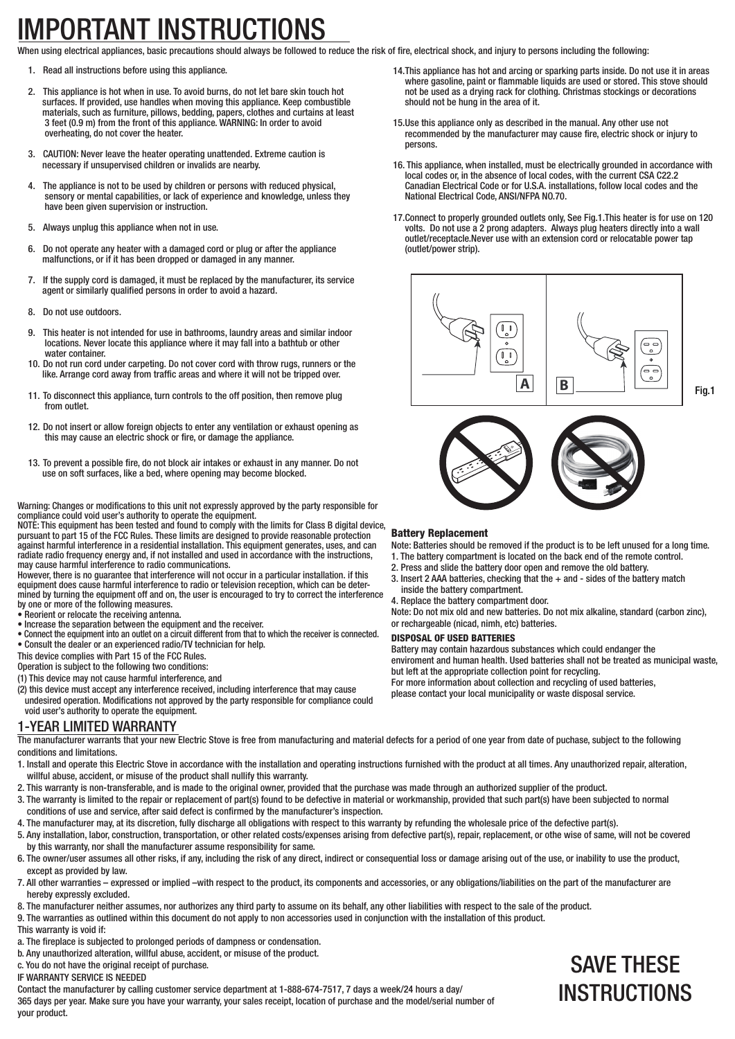# IMPORTANT INSTRUCTIONS

When using electrical appliances, basic precautions should always be followed to reduce the risk of fire, electrical shock, and injury to persons including the following:

1. Read all instructions before using this appliance.
2. This appliance is hot when in use. To avoid burns, do not let bare skin touch hot surfaces. If provided, use handles when moving this appliance. Keep combustible materials, such as furniture, pillows, bedding, papers, clothes and curtains at least 3 feet (0.9 m) from the front of this appliance. WARNING: In order to avoid overheating, do not cover the heater.
3. CAUTION: Never leave the heater operating unattended. Extreme caution is necessary if unsupervised children or invalids are nearby.
4. The appliance is not to be used by children or persons with reduced physical, sensory or mental capabilities, or lack of experience and knowledge, unless they have been given supervision or instruction.
5. Always unplug this appliance when not in use.
6. Do not operate any heater with a damaged cord or plug or after the appliance malfunctions, or if it has been dropped or damaged in any manner.
7. If the supply cord is damaged, it must be replaced by the manufacturer, its service agent or similarly qualified persons in order to avoid a hazard.
8. Do not use outdoors.
9. This heater is not intended for use in bathrooms, laundry areas and similar indoor locations. Never locate this appliance where it may fall into a bathtub or other water container.
10. Do not run cord under carpeting. Do not cover cord with throw rugs, runners or the like. Arrange cord away from traffic areas and where it will not be tripped over.
11. To disconnect this appliance, turn controls to the off position, then remove plug from outlet.
12. Do not insert or allow foreign objects to enter any ventilation or exhaust opening as this may cause an electric shock or fire, or damage the appliance.
13. To prevent a possible fire, do not block air intakes or exhaust in any manner. Do not use on soft surfaces, like a bed, where opening may become blocked.
14. This appliance has hot and arcing or sparking parts inside. Do not use it in areas where gasoline, paint or flammable liquids are used or stored. This stove should not be used as a drying rack for clothing. Christmas stockings or decorations should not be hung in the area of it.
15. Use this appliance only as described in the manual. Any other use not recommended by the manufacturer may cause fire, electric shock or injury to persons.
16. This appliance, when installed, must be electrically grounded in accordance with local codes or, in the absence of local codes, with the current CSA C22.2 Canadian Electrical Code or for U.S.A. installations, follow local codes and the National Electrical Code, ANSI/NFPA NO.70.
17. Connect to properly grounded outlets only, See Fig.1.This heater is for use on 120 volts. Do not use a 2 prong adapters. Always plug heaters directly into a wall outlet/receptacle.Never use with an extension cord or relocatable power tap (outlet/power strip).

A B

Fig.1

Warning: Changes or modifications to this unit not expressly approved by the party responsible for compliance could void user's authority to operate the equipment.
NOTE: This equipment has been tested and found to comply with the limits for Class B digital device, pursuant to part 15 of the FCC Rules. These limits are designed to provide reasonable protection against harmful interference in a residential installation. This equipment generates, uses, and can radiate radio frequency energy and, if not installed and used in accordance with the instructions, may cause harmful interference to radio communications.
However, there is no guarantee that interference will not occur in a particular installation. if this equipment does cause harmful interference to radio or television reception, which can be determined by turning the equipment off and on, the user is encouraged to try to correct the interference by one or more of the following measures.

- Reorient or relocate the receiving antenna.
- Increase the separation between the equipment and the receiver.
- Connect the equipment into an outlet on a circuit different from that to which the receiver is connected.
- Consult the dealer or an experienced radio/TV technician for help.

This device complies with Part 15 of the FCC Rules.
Operation is subject to the following two conditions:
(1) This device may not cause harmful interference, and
(2) this device must accept any interference received, including interference that may cause undesired operation. Modifications not approved by the party responsible for compliance could void user's authority to operate the equipment.

### Battery Replacement

Note: Batteries should be removed if the product is to be left unused for a long time.
1. The battery compartment is located on the back end of the remote control.
2. Press and slide the battery door open and remove the old battery.
3. Insert 2 AAA batteries, checking that the + and - sides of the battery match inside the battery compartment.
4. Replace the battery compartment door.

Note: Do not mix old and new batteries. Do not mix alkaline, standard (carbon zinc), or rechargeable (nicad, nimh, etc) batteries.

**DISPOSAL OF USED BATTERIES**

Battery may contain hazardous substances which could endanger the enviroment and human health. Used batteries shall not be treated as municipal waste, but left at the appropriate collection point for recycling.
For more information about collection and recycling of used batteries, please contact your local municipality or waste disposal service.

## 1-YEAR LIMITED WARRANTY

The manufacturer warrants that your new Electric Stove is free from manufacturing and material defects for a period of one year from date of puchase, subject to the following conditions and limitations.

1. Install and operate this Electric Stove in accordance with the installation and operating instructions furnished with the product at all times. Any unauthorized repair, alteration, willful abuse, accident, or misuse of the product shall nullify this warranty.
2. This warranty is non-transferable, and is made to the original owner, provided that the purchase was made through an authorized supplier of the product.
3. The warranty is limited to the repair or replacement of part(s) found to be defective in material or workmanship, provided that such part(s) have been subjected to normal conditions of use and service, after said defect is confirmed by the manufacturer's inspection.
4. The manufacturer may, at its discretion, fully discharge all obligations with respect to this warranty by refunding the wholesale price of the defective part(s).
5. Any installation, labor, construction, transportation, or other related costs/expenses arising from defective part(s), repair, replacement, or othe wise of same, will not be covered by this warranty, nor shall the manufacturer assume responsibility for same.
6. The owner/user assumes all other risks, if any, including the risk of any direct, indirect or consequential loss or damage arising out of the use, or inability to use the product, except as provided by law.
7. All other warranties – expressed or implied –with respect to the product, its components and accessories, or any obligations/liabilities on the part of the manufacturer are hereby expressly excluded.
8. The manufacturer neither assumes, nor authorizes any third party to assume on its behalf, any other liabilities with respect to the sale of the product.
9. The warranties as outlined within this document do not apply to non accessories used in conjunction with the installation of this product.

This warranty is void if:
a. The fireplace is subjected to prolonged periods of dampness or condensation.
b. Any unauthorized alteration, willful abuse, accident, or misuse of the product.
c. You do not have the original receipt of purchase.

IF WARRANTY SERVICE IS NEEDED

Contact the manufacturer by calling customer service department at 1-888-674-7517, 7 days a week/24 hours a day/ 365 days per year. Make sure you have your warranty, your sales receipt, location of purchase and the model/serial number of your product.

## SAVE THESE INSTRUCTIONS